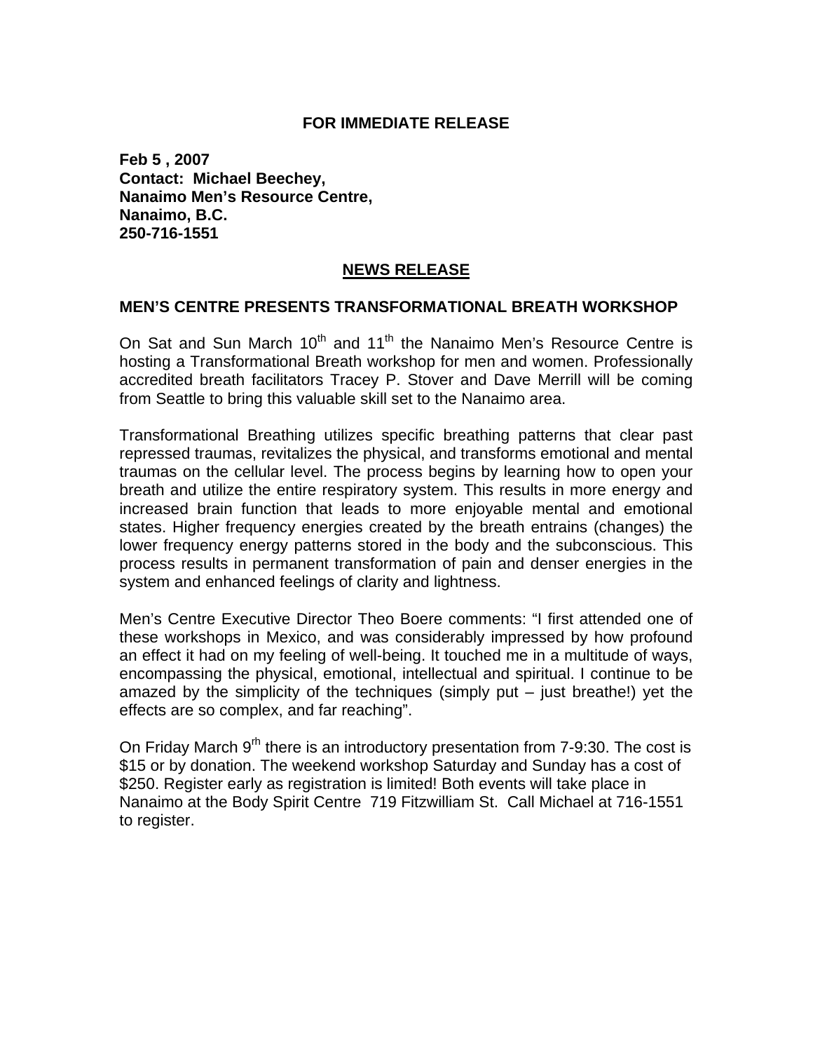**FOR IMMEDIATE RELEASE**

**Feb 5 , 2007**
**Contact: Michael Beechey,**
**Nanaimo Men's Resource Centre,**
**Nanaimo, B.C.**
**250-716-1551**

## NEWS RELEASE

### MEN'S CENTRE PRESENTS TRANSFORMATIONAL BREATH WORKSHOP

On Sat and Sun March 10th and 11th the Nanaimo Men's Resource Centre is hosting a Transformational Breath workshop for men and women. Professionally accredited breath facilitators Tracey P. Stover and Dave Merrill will be coming from Seattle to bring this valuable skill set to the Nanaimo area.

Transformational Breathing utilizes specific breathing patterns that clear past repressed traumas, revitalizes the physical, and transforms emotional and mental traumas on the cellular level. The process begins by learning how to open your breath and utilize the entire respiratory system. This results in more energy and increased brain function that leads to more enjoyable mental and emotional states. Higher frequency energies created by the breath entrains (changes) the lower frequency energy patterns stored in the body and the subconscious. This process results in permanent transformation of pain and denser energies in the system and enhanced feelings of clarity and lightness.

Men's Centre Executive Director Theo Boere comments: "I first attended one of these workshops in Mexico, and was considerably impressed by how profound an effect it had on my feeling of well-being. It touched me in a multitude of ways, encompassing the physical, emotional, intellectual and spiritual. I continue to be amazed by the simplicity of the techniques (simply put – just breathe!) yet the effects are so complex, and far reaching".

On Friday March 9rh there is an introductory presentation from 7-9:30. The cost is $15 or by donation. The weekend workshop Saturday and Sunday has a cost of $250. Register early as registration is limited! Both events will take place in Nanaimo at the Body Spirit Centre 719 Fitzwilliam St. Call Michael at 716-1551 to register.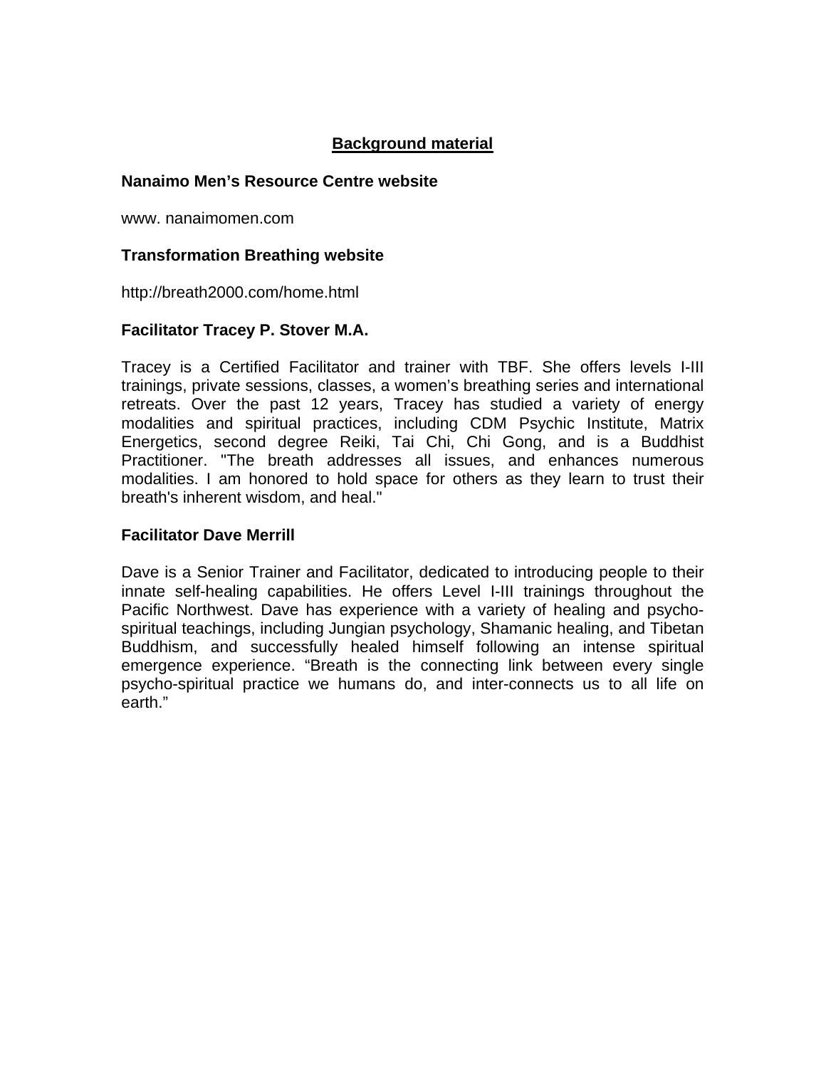## Background material

**Nanaimo Men's Resource Centre website**

www. nanaimomen.com

**Transformation Breathing website**

http://breath2000.com/home.html

**Facilitator Tracey P. Stover M.A.**

Tracey is a Certified Facilitator and trainer with TBF. She offers levels I-III trainings, private sessions, classes, a women's breathing series and international retreats. Over the past 12 years, Tracey has studied a variety of energy modalities and spiritual practices, including CDM Psychic Institute, Matrix Energetics, second degree Reiki, Tai Chi, Chi Gong, and is a Buddhist Practitioner. "The breath addresses all issues, and enhances numerous modalities. I am honored to hold space for others as they learn to trust their breath's inherent wisdom, and heal."

**Facilitator Dave Merrill**

Dave is a Senior Trainer and Facilitator, dedicated to introducing people to their innate self-healing capabilities. He offers Level I-III trainings throughout the Pacific Northwest. Dave has experience with a variety of healing and psycho-spiritual teachings, including Jungian psychology, Shamanic healing, and Tibetan Buddhism, and successfully healed himself following an intense spiritual emergence experience. "Breath is the connecting link between every single psycho-spiritual practice we humans do, and inter-connects us to all life on earth."